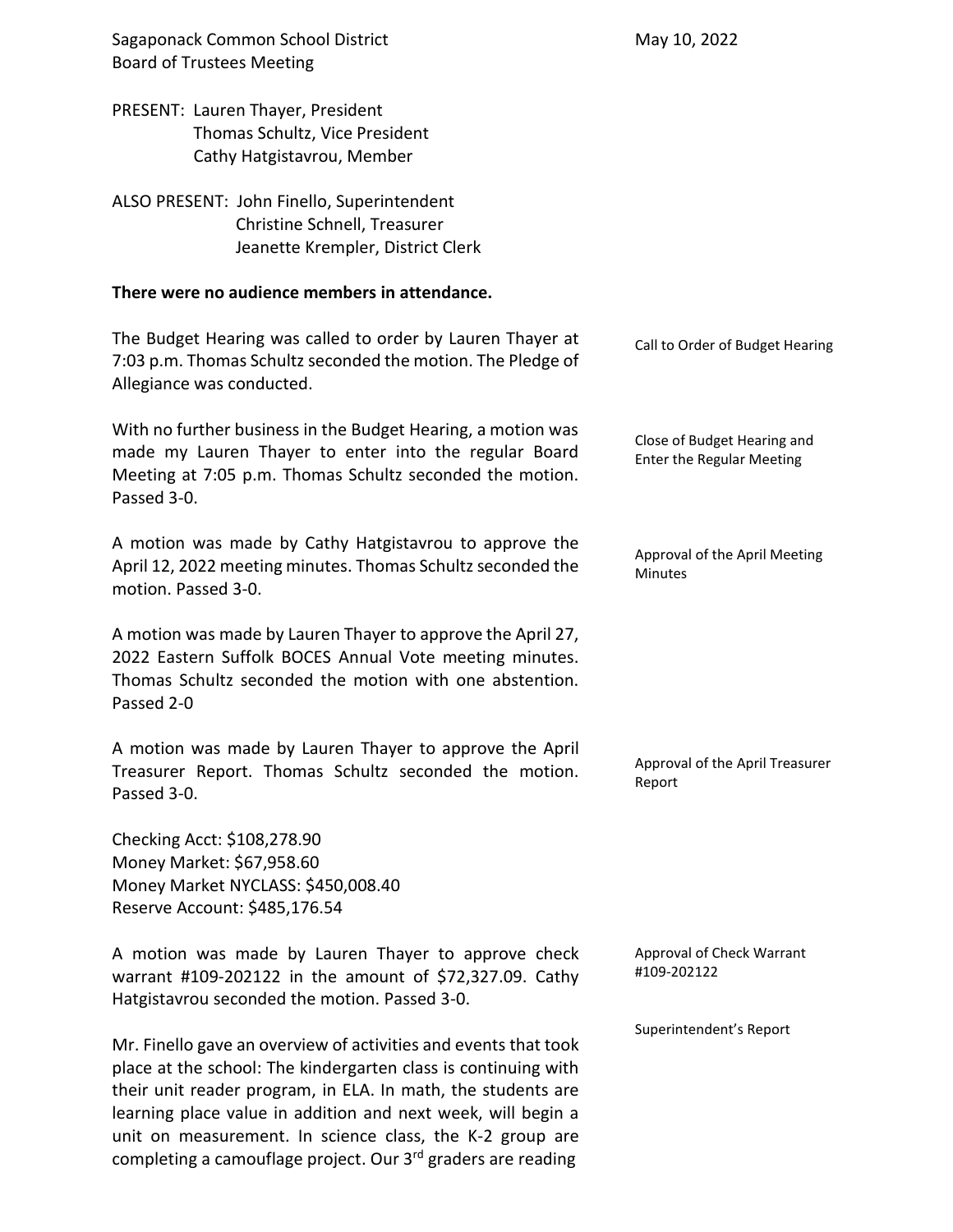Sagaponack Common School District
Board of Trustees Meeting

May 10, 2022

PRESENT: Lauren Thayer, President
Thomas Schultz, Vice President
Cathy Hatgistavrou, Member

ALSO PRESENT: John Finello, Superintendent
Christine Schnell, Treasurer
Jeanette Krempler, District Clerk

**There were no audience members in attendance.**

Call to Order of Budget Hearing

The Budget Hearing was called to order by Lauren Thayer at 7:03 p.m. Thomas Schultz seconded the motion. The Pledge of Allegiance was conducted.

Close of Budget Hearing and Enter the Regular Meeting

With no further business in the Budget Hearing, a motion was made my Lauren Thayer to enter into the regular Board Meeting at 7:05 p.m. Thomas Schultz seconded the motion. Passed 3-0.

Approval of the April Meeting Minutes

A motion was made by Cathy Hatgistavrou to approve the April 12, 2022 meeting minutes. Thomas Schultz seconded the motion. Passed 3-0.

A motion was made by Lauren Thayer to approve the April 27, 2022 Eastern Suffolk BOCES Annual Vote meeting minutes. Thomas Schultz seconded the motion with one abstention. Passed 2-0

Approval of the April Treasurer Report

A motion was made by Lauren Thayer to approve the April Treasurer Report. Thomas Schultz seconded the motion. Passed 3-0.

Checking Acct: $108,278.90
Money Market: $67,958.60
Money Market NYCLASS: $450,008.40
Reserve Account: $485,176.54

Approval of Check Warrant #109-202122

A motion was made by Lauren Thayer to approve check warrant #109-202122 in the amount of $72,327.09. Cathy Hatgistavrou seconded the motion. Passed 3-0.

Superintendent's Report

Mr. Finello gave an overview of activities and events that took place at the school: The kindergarten class is continuing with their unit reader program, in ELA. In math, the students are learning place value in addition and next week, will begin a unit on measurement. In science class, the K-2 group are completing a camouflage project. Our 3rd graders are reading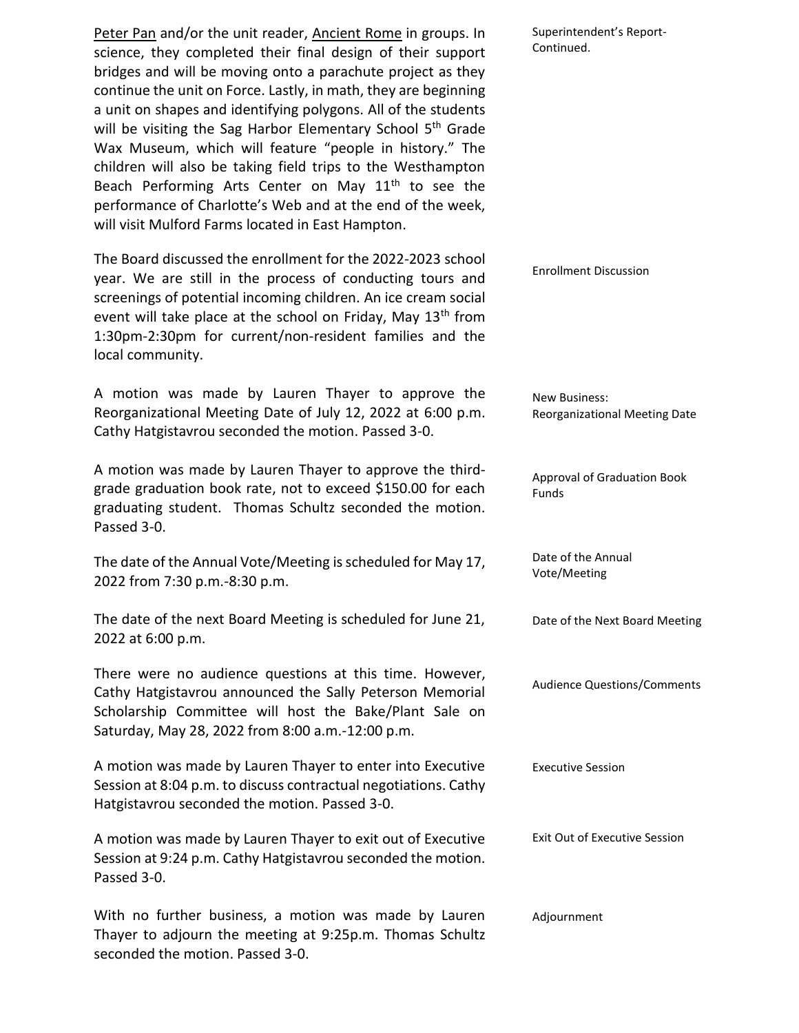Superintendent's Report-Continued.

Peter Pan and/or the unit reader, Ancient Rome in groups. In science, they completed their final design of their support bridges and will be moving onto a parachute project as they continue the unit on Force. Lastly, in math, they are beginning a unit on shapes and identifying polygons. All of the students will be visiting the Sag Harbor Elementary School 5th Grade Wax Museum, which will feature "people in history." The children will also be taking field trips to the Westhampton Beach Performing Arts Center on May 11th to see the performance of Charlotte's Web and at the end of the week, will visit Mulford Farms located in East Hampton.

Enrollment Discussion

The Board discussed the enrollment for the 2022-2023 school year. We are still in the process of conducting tours and screenings of potential incoming children. An ice cream social event will take place at the school on Friday, May 13th from 1:30pm-2:30pm for current/non-resident families and the local community.

New Business: Reorganizational Meeting Date

A motion was made by Lauren Thayer to approve the Reorganizational Meeting Date of July 12, 2022 at 6:00 p.m. Cathy Hatgistavrou seconded the motion. Passed 3-0.

Approval of Graduation Book Funds

A motion was made by Lauren Thayer to approve the third-grade graduation book rate, not to exceed $150.00 for each graduating student. Thomas Schultz seconded the motion. Passed 3-0.

Date of the Annual Vote/Meeting

The date of the Annual Vote/Meeting is scheduled for May 17, 2022 from 7:30 p.m.-8:30 p.m.

Date of the Next Board Meeting

The date of the next Board Meeting is scheduled for June 21, 2022 at 6:00 p.m.

Audience Questions/Comments

There were no audience questions at this time. However, Cathy Hatgistavrou announced the Sally Peterson Memorial Scholarship Committee will host the Bake/Plant Sale on Saturday, May 28, 2022 from 8:00 a.m.-12:00 p.m.

Executive Session

A motion was made by Lauren Thayer to enter into Executive Session at 8:04 p.m. to discuss contractual negotiations. Cathy Hatgistavrou seconded the motion. Passed 3-0.

Exit Out of Executive Session

A motion was made by Lauren Thayer to exit out of Executive Session at 9:24 p.m. Cathy Hatgistavrou seconded the motion. Passed 3-0.

Adjournment

With no further business, a motion was made by Lauren Thayer to adjourn the meeting at 9:25p.m. Thomas Schultz seconded the motion. Passed 3-0.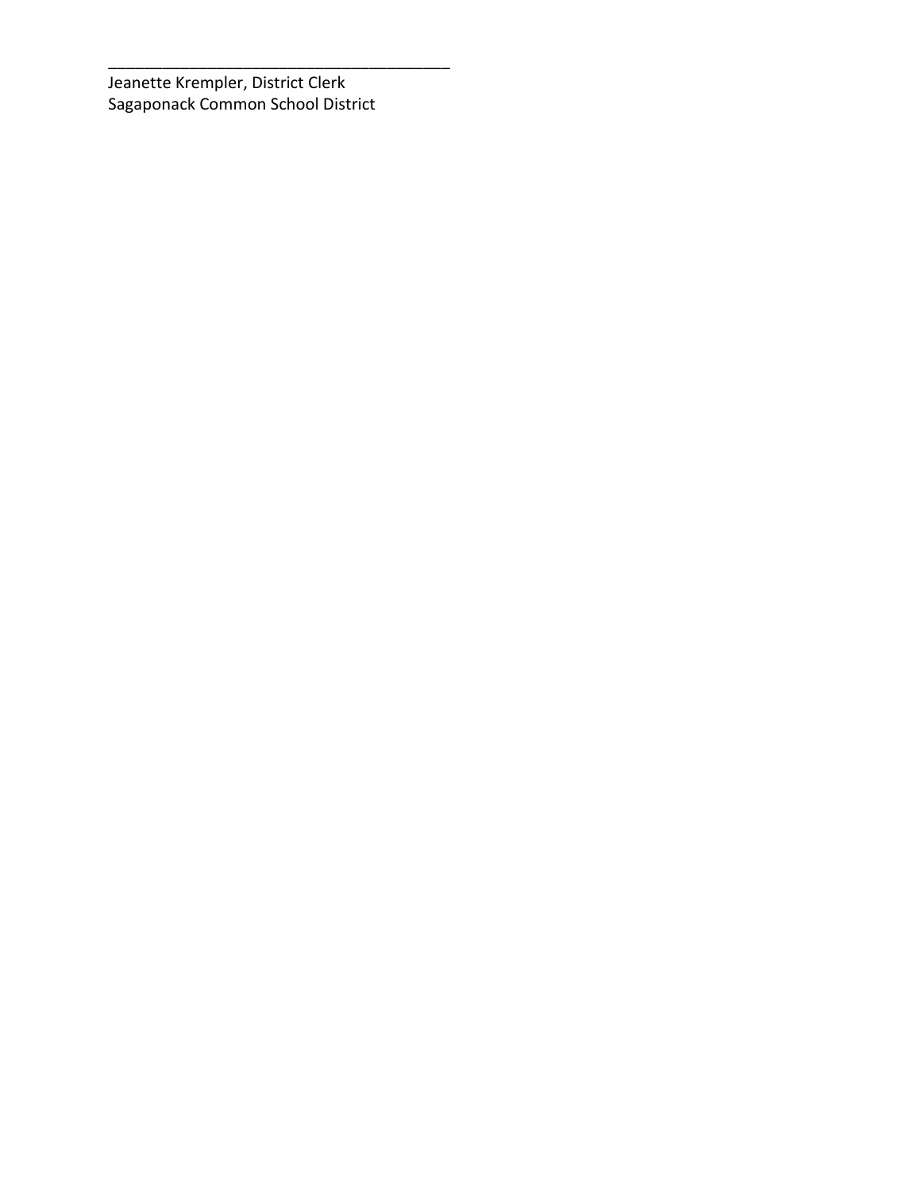\_\_\_\_\_\_\_\_\_\_\_\_\_\_\_\_\_\_\_\_\_\_\_\_\_\_\_\_\_\_\_\_\_\_\_\_\_\_\_

Jeanette Krempler, District Clerk
Sagaponack Common School District